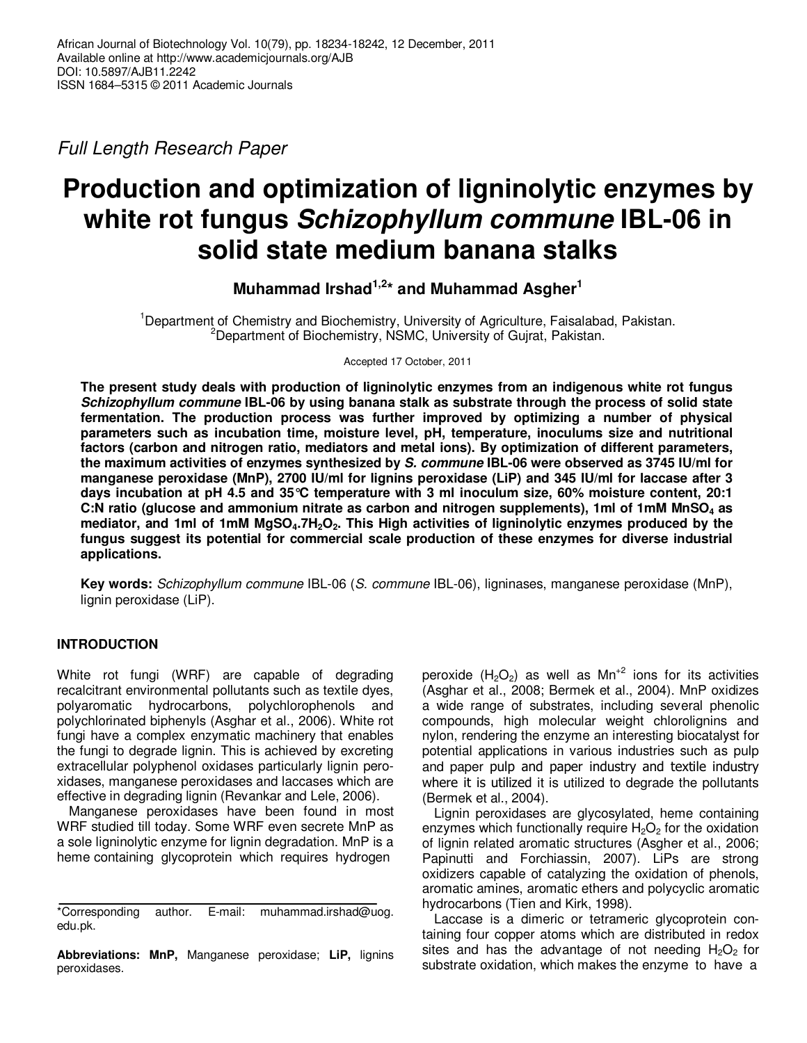Full Length Research Paper

# Production and optimization of ligninolytic enzymes by white rot fungus *Schizophyllum commune* IBL-06 in solid state medium banana stalks

**Muhammad Irshad[1,2]* and Muhammad Asgher[1]**

[1]Department of Chemistry and Biochemistry, University of Agriculture, Faisalabad, Pakistan.
[2]Department of Biochemistry, NSMC, University of Gujrat, Pakistan.

Accepted 17 October, 2011

**The present study deals with production of ligninolytic enzymes from an indigenous white rot fungus *Schizophyllum commune* IBL-06 by using banana stalk as substrate through the process of solid state fermentation. The production process was further improved by optimizing a number of physical parameters such as incubation time, moisture level, pH, temperature, inoculums size and nutritional factors (carbon and nitrogen ratio, mediators and metal ions). By optimization of different parameters, the maximum activities of enzymes synthesized by *S. commune* IBL-06 were observed as 3745 IU/ml for manganese peroxidase (MnP), 2700 IU/ml for lignins peroxidase (LiP) and 345 IU/ml for laccase after 3 days incubation at pH 4.5 and 35°C temperature with 3 ml inoculum size, 60% moisture content, 20:1 C:N ratio (glucose and ammonium nitrate as carbon and nitrogen supplements), 1ml of 1mM $MnSO_4$ as mediator, and 1ml of 1mM $MgSO_4.7H_2O_2$. This High activities of ligninolytic enzymes produced by the fungus suggest its potential for commercial scale production of these enzymes for diverse industrial applications.**

**Key words:** *Schizophyllum commune* IBL-06 (*S. commune* IBL-06), ligninases, manganese peroxidase (MnP), lignin peroxidase (LiP).

## INTRODUCTION

White rot fungi (WRF) are capable of degrading recalcitrant environmental pollutants such as textile dyes, polyaromatic hydrocarbons, polychlorophenols and polychlorinated biphenyls (Asghar et al., 2006). White rot fungi have a complex enzymatic machinery that enables the fungi to degrade lignin. This is achieved by excreting extracellular polyphenol oxidases particularly lignin peroxidases, manganese peroxidases and laccases which are effective in degrading lignin (Revankar and Lele, 2006).

Manganese peroxidases have been found in most WRF studied till today. Some WRF even secrete MnP as a sole ligninolytic enzyme for lignin degradation. MnP is a heme containing glycoprotein which requires hydrogen peroxide ($H_2O_2$) as well as $Mn^{+2}$ ions for its activities (Asghar et al., 2008; Bermek et al., 2004). MnP oxidizes a wide range of substrates, including several phenolic compounds, high molecular weight chlorolignins and nylon, rendering the enzyme an interesting biocatalyst for potential applications in various industries such as pulp and paper pulp and paper industry and textile industry where it is utilized it is utilized to degrade the pollutants (Bermek et al., 2004).

Lignin peroxidases are glycosylated, heme containing enzymes which functionally require $H_2O_2$ for the oxidation of lignin related aromatic structures (Asgher et al., 2006; Papinutti and Forchiassin, 2007). LiPs are strong oxidizers capable of catalyzing the oxidation of phenols, aromatic amines, aromatic ethers and polycyclic aromatic hydrocarbons (Tien and Kirk, 1998).

Laccase is a dimeric or tetrameric glycoprotein containing four copper atoms which are distributed in redox sites and has the advantage of not needing $H_2O_2$ for substrate oxidation, which makes the enzyme to have a

*Corresponding author. E-mail: muhammad.irshad@uog.edu.pk.

**Abbreviations: MnP,** Manganese peroxidase; **LiP,** lignins peroxidases.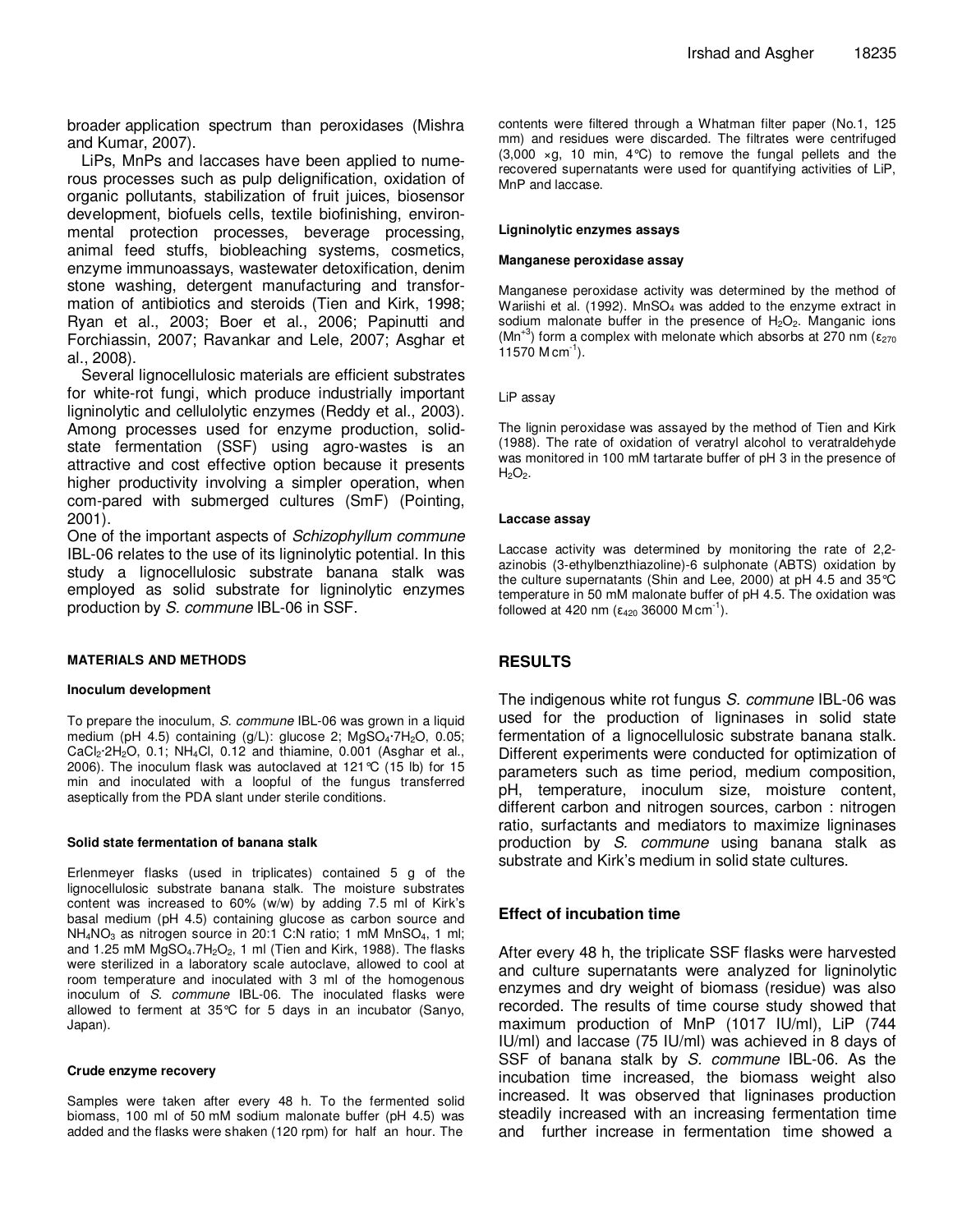broader application spectrum than peroxidases (Mishra and Kumar, 2007).

LiPs, MnPs and laccases have been applied to numerous processes such as pulp delignification, oxidation of organic pollutants, stabilization of fruit juices, biosensor development, biofuels cells, textile biofinishing, environmental protection processes, beverage processing, animal feed stuffs, biobleaching systems, cosmetics, enzyme immunoassays, wastewater detoxification, denim stone washing, detergent manufacturing and transformation of antibiotics and steroids (Tien and Kirk, 1998; Ryan et al., 2003; Boer et al., 2006; Papinutti and Forchiassin, 2007; Ravankar and Lele, 2007; Asghar et al., 2008).

Several lignocellulosic materials are efficient substrates for white-rot fungi, which produce industrially important ligninolytic and cellulolytic enzymes (Reddy et al., 2003). Among processes used for enzyme production, solid-state fermentation (SSF) using agro-wastes is an attractive and cost effective option because it presents higher productivity involving a simpler operation, when com-pared with submerged cultures (SmF) (Pointing, 2001).

One of the important aspects of *Schizophyllum commune* IBL-06 relates to the use of its ligninolytic potential. In this study a lignocellulosic substrate banana stalk was employed as solid substrate for ligninolytic enzymes production by *S. commune* IBL-06 in SSF.

## MATERIALS AND METHODS

### Inoculum development

To prepare the inoculum, *S. commune* IBL-06 was grown in a liquid medium (pH 4.5) containing (g/L): glucose 2; $MgSO_4{\cdot}7H_2O$, 0.05; $CaCl_2{\cdot}2H_2O$, 0.1; $NH_4Cl$, 0.12 and thiamine, 0.001 (Asghar et al., 2006). The inoculum flask was autoclaved at 121°C (15 lb) for 15 min and inoculated with a loopful of the fungus transferred aseptically from the PDA slant under sterile conditions.

### Solid state fermentation of banana stalk

Erlenmeyer flasks (used in triplicates) contained 5 g of the lignocellulosic substrate banana stalk. The moisture substrates content was increased to 60% (w/w) by adding 7.5 ml of Kirk's basal medium (pH 4.5) containing glucose as carbon source and $NH_4NO_3$ as nitrogen source in 20:1 C:N ratio; 1 mM $MnSO_4$, 1 ml; and 1.25 mM $MgSO_4.7H_2O_2$, 1 ml (Tien and Kirk, 1988). The flasks were sterilized in a laboratory scale autoclave, allowed to cool at room temperature and inoculated with 3 ml of the homogenous inoculum of *S. commune* IBL-06. The inoculated flasks were allowed to ferment at 35°C for 5 days in an incubator (Sanyo, Japan).

### Crude enzyme recovery

Samples were taken after every 48 h. To the fermented solid biomass, 100 ml of 50 mM sodium malonate buffer (pH 4.5) was added and the flasks were shaken (120 rpm) for half an hour. The contents were filtered through a Whatman filter paper (No.1, 125 mm) and residues were discarded. The filtrates were centrifuged (3,000 ×g, 10 min, 4°C) to remove the fungal pellets and the recovered supernatants were used for quantifying activities of LiP, MnP and laccase.

### Ligninolytic enzymes assays

#### Manganese peroxidase assay

Manganese peroxidase activity was determined by the method of Wariishi et al. (1992). $MnSO_4$ was added to the enzyme extract in sodium malonate buffer in the presence of $H_2O_2$. Manganic ions ($Mn^{+3}$) form a complex with melonate which absorbs at 270 nm ($\varepsilon_{270}$ 11570 M $cm^{-1}$).

#### LiP assay

The lignin peroxidase was assayed by the method of Tien and Kirk (1988). The rate of oxidation of veratryl alcohol to veratraldehyde was monitored in 100 mM tartarate buffer of pH 3 in the presence of $H_2O_2$.

#### Laccase assay

Laccase activity was determined by monitoring the rate of 2,2-azinobis (3-ethylbenzthiazoline)-6 sulphonate (ABTS) oxidation by the culture supernatants (Shin and Lee, 2000) at pH 4.5 and 35°C temperature in 50 mM malonate buffer of pH 4.5. The oxidation was followed at 420 nm ($\varepsilon_{420}$ 36000 M $cm^{-1}$).

## RESULTS

The indigenous white rot fungus *S. commune* IBL-06 was used for the production of ligninases in solid state fermentation of a lignocellulosic substrate banana stalk. Different experiments were conducted for optimization of parameters such as time period, medium composition, pH, temperature, inoculum size, moisture content, different carbon and nitrogen sources, carbon : nitrogen ratio, surfactants and mediators to maximize ligninases production by *S. commune* using banana stalk as substrate and Kirk's medium in solid state cultures.

### Effect of incubation time

After every 48 h, the triplicate SSF flasks were harvested and culture supernatants were analyzed for ligninolytic enzymes and dry weight of biomass (residue) was also recorded. The results of time course study showed that maximum production of MnP (1017 IU/ml), LiP (744 IU/ml) and laccase (75 IU/ml) was achieved in 8 days of SSF of banana stalk by *S. commune* IBL-06. As the incubation time increased, the biomass weight also increased. It was observed that ligninases production steadily increased with an increasing fermentation time and further increase in fermentation time showed a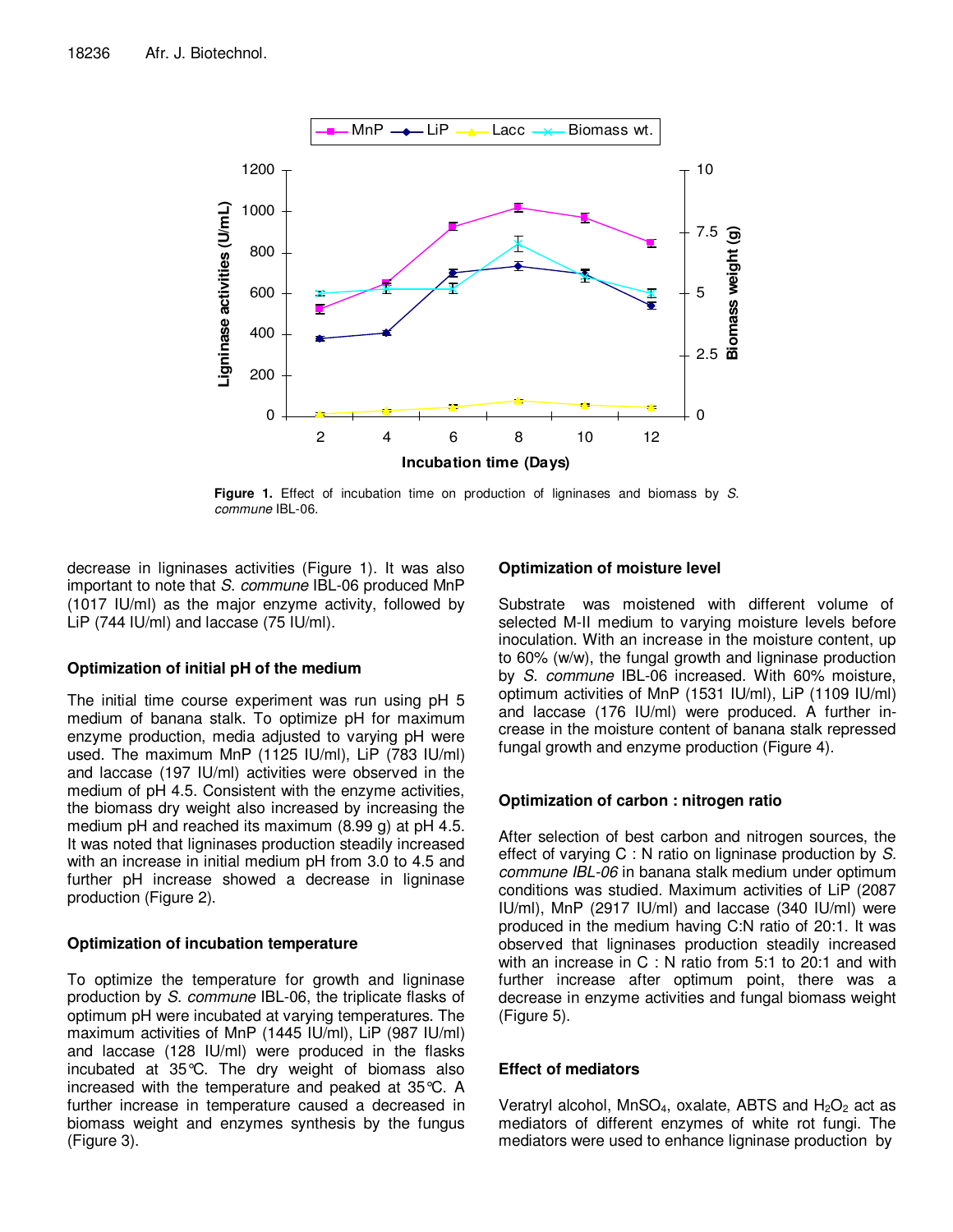**Figure 1.** Effect of incubation time on production of ligninases and biomass by *S. commune* IBL-06.

decrease in ligninases activities (Figure 1). It was also important to note that *S. commune* IBL-06 produced MnP (1017 IU/ml) as the major enzyme activity, followed by LiP (744 IU/ml) and laccase (75 IU/ml).

### Optimization of initial pH of the medium

The initial time course experiment was run using pH 5 medium of banana stalk. To optimize pH for maximum enzyme production, media adjusted to varying pH were used. The maximum MnP (1125 IU/ml), LiP (783 IU/ml) and laccase (197 IU/ml) activities were observed in the medium of pH 4.5. Consistent with the enzyme activities, the biomass dry weight also increased by increasing the medium pH and reached its maximum (8.99 g) at pH 4.5. It was noted that ligninases production steadily increased with an increase in initial medium pH from 3.0 to 4.5 and further pH increase showed a decrease in ligninase production (Figure 2).

### Optimization of incubation temperature

To optimize the temperature for growth and ligninase production by *S. commune* IBL-06, the triplicate flasks of optimum pH were incubated at varying temperatures. The maximum activities of MnP (1445 IU/ml), LiP (987 IU/ml) and laccase (128 IU/ml) were produced in the flasks incubated at 35°C. The dry weight of biomass also increased with the temperature and peaked at 35°C. A further increase in temperature caused a decreased in biomass weight and enzymes synthesis by the fungus (Figure 3).

### Optimization of moisture level

Substrate was moistened with different volume of selected M-II medium to varying moisture levels before inoculation. With an increase in the moisture content, up to 60% (w/w), the fungal growth and ligninase production by *S. commune* IBL-06 increased. With 60% moisture, optimum activities of MnP (1531 IU/ml), LiP (1109 IU/ml) and laccase (176 IU/ml) were produced. A further increase in the moisture content of banana stalk repressed fungal growth and enzyme production (Figure 4).

### Optimization of carbon : nitrogen ratio

After selection of best carbon and nitrogen sources, the effect of varying C : N ratio on ligninase production by *S. commune IBL-06* in banana stalk medium under optimum conditions was studied. Maximum activities of LiP (2087 IU/ml), MnP (2917 IU/ml) and laccase (340 IU/ml) were produced in the medium having C:N ratio of 20:1. It was observed that ligninases production steadily increased with an increase in C : N ratio from 5:1 to 20:1 and with further increase after optimum point, there was a decrease in enzyme activities and fungal biomass weight (Figure 5).

### Effect of mediators

Veratryl alcohol, $MnSO_4$, oxalate, ABTS and $H_2O_2$ act as mediators of different enzymes of white rot fungi. The mediators were used to enhance ligninase production by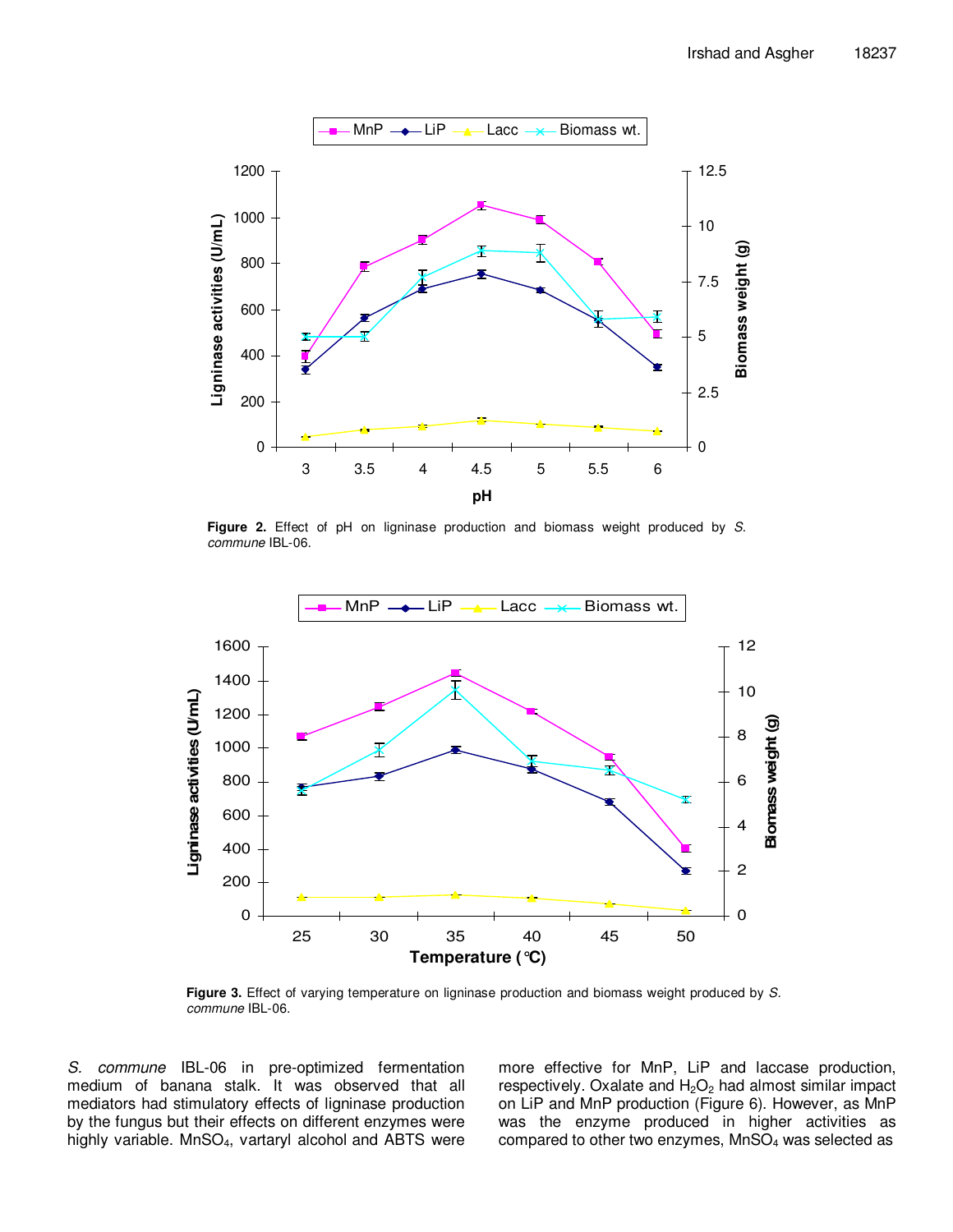**Figure 2.** Effect of pH on ligninase production and biomass weight produced by *S. commune* IBL-06.

**Figure 3.** Effect of varying temperature on ligninase production and biomass weight produced by *S. commune* IBL-06.

*S. commune* IBL-06 in pre-optimized fermentation medium of banana stalk. It was observed that all mediators had stimulatory effects of ligninase production by the fungus but their effects on different enzymes were highly variable. $MnSO_4$, vartaryl alcohol and ABTS were more effective for MnP, LiP and laccase production, respectively. Oxalate and $H_2O_2$ had almost similar impact on LiP and MnP production (Figure 6). However, as MnP was the enzyme produced in higher activities as compared to other two enzymes, $MnSO_4$ was selected as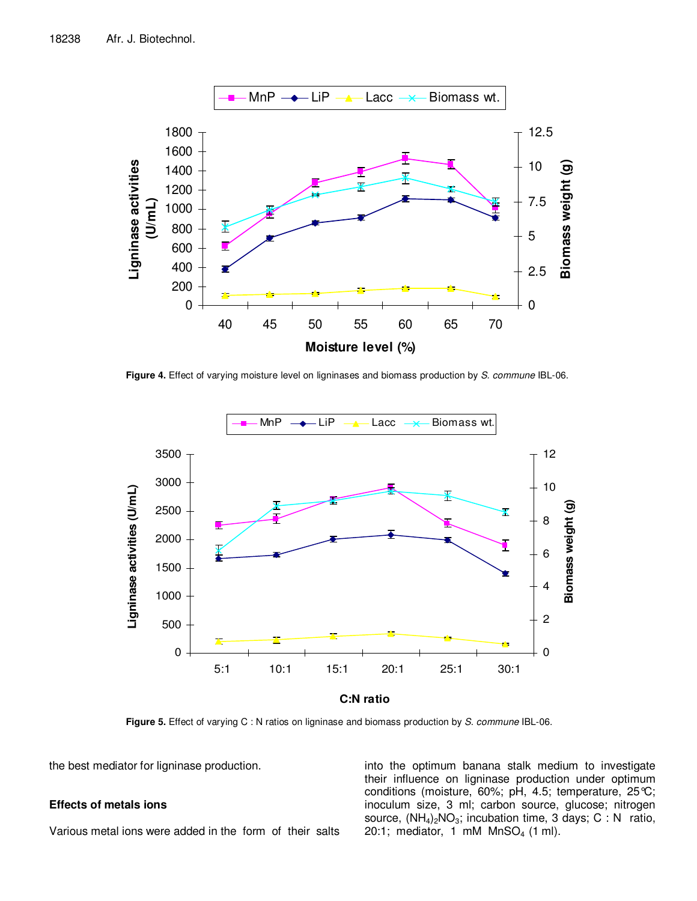Figure 4. Effect of varying moisture level on ligninases and biomass production by *S. commune* IBL-06.

Figure 5. Effect of varying C : N ratios on ligninase and biomass production by *S. commune* IBL-06.

the best mediator for ligninase production.

### Effects of metals ions

Various metal ions were added in the form of their salts into the optimum banana stalk medium to investigate their influence on ligninase production under optimum conditions (moisture, 60%; pH, 4.5; temperature, 25°C; inoculum size, 3 ml; carbon source, glucose; nitrogen source, $(NH_4)_2NO_3$; incubation time, 3 days; C : N ratio, 20:1; mediator, 1 mM $MnSO_4$ (1 ml).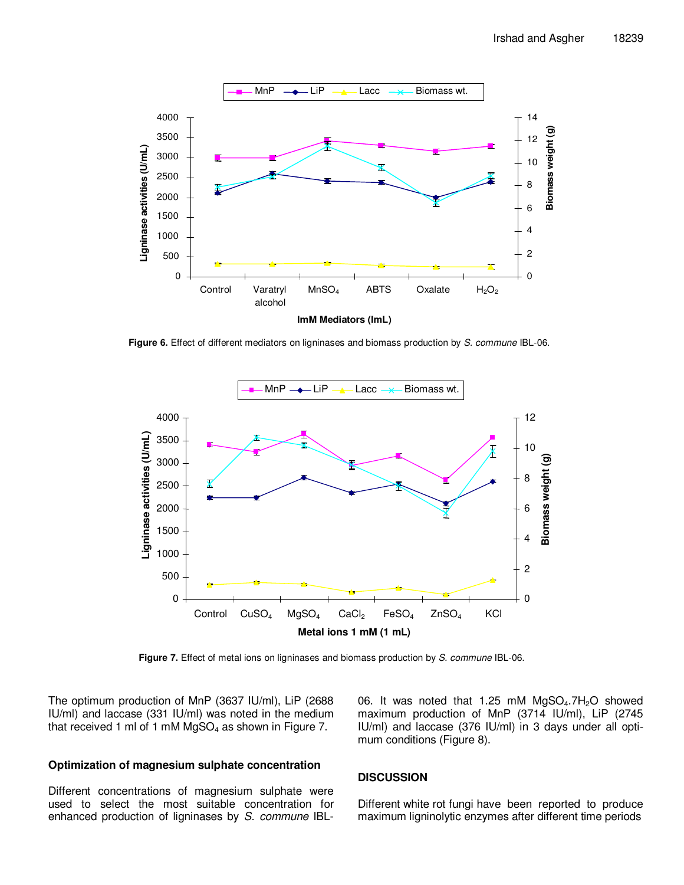**Figure 6.** Effect of different mediators on ligninases and biomass production by *S. commune* IBL-06.

**Figure 7.** Effect of metal ions on ligninases and biomass production by *S. commune* IBL-06.

The optimum production of MnP (3637 IU/ml), LiP (2688 IU/ml) and laccase (331 IU/ml) was noted in the medium that received 1 ml of 1 mM $MgSO_4$ as shown in Figure 7.

### Optimization of magnesium sulphate concentration

Different concentrations of magnesium sulphate were used to select the most suitable concentration for enhanced production of ligninases by *S. commune* IBL-06. It was noted that 1.25 mM $MgSO_4.7H_2O$ showed maximum production of MnP (3714 IU/ml), LiP (2745 IU/ml) and laccase (376 IU/ml) in 3 days under all optimum conditions (Figure 8).

## DISCUSSION

Different white rot fungi have been reported to produce maximum ligninolytic enzymes after different time periods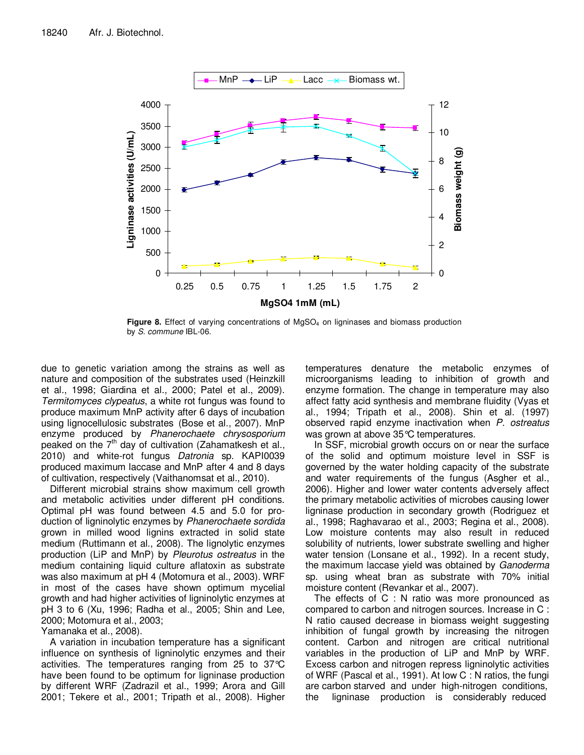**Figure 8.** Effect of varying concentrations of $MgSO_4$ on ligninases and biomass production by *S. commune* IBL-06.

due to genetic variation among the strains as well as nature and composition of the substrates used (Heinzkill et al., 1998; Giardina et al., 2000; Patel et al., 2009). *Termitomyces clypeatus*, a white rot fungus was found to produce maximum MnP activity after 6 days of incubation using lignocellulosic substrates (Bose et al., 2007). MnP enzyme produced by *Phanerochaete chrysosporium* peaked on the 7th day of cultivation (Zahamatkesh et al., 2010) and white-rot fungus *Datronia* sp. KAPI0039 produced maximum laccase and MnP after 4 and 8 days of cultivation, respectively (Vaithanomsat et al., 2010).

Different microbial strains show maximum cell growth and metabolic activities under different pH conditions. Optimal pH was found between 4.5 and 5.0 for production of ligninolytic enzymes by *Phanerochaete sordida* grown in milled wood lignins extracted in solid state medium (Ruttimann et al., 2008). The lignolytic enzymes production (LiP and MnP) by *Pleurotus ostreatus* in the medium containing liquid culture aflatoxin as substrate was also maximum at pH 4 (Motomura et al., 2003). WRF in most of the cases have shown optimum mycelial growth and had higher activities of ligninolytic enzymes at pH 3 to 6 (Xu, 1996; Radha et al., 2005; Shin and Lee, 2000; Motomura et al., 2003; Yamanaka et al., 2008).

A variation in incubation temperature has a significant influence on synthesis of ligninolytic enzymes and their activities. The temperatures ranging from 25 to 37°C have been found to be optimum for ligninase production by different WRF (Zadrazil et al., 1999; Arora and Gill 2001; Tekere et al., 2001; Tripath et al., 2008). Higher temperatures denature the metabolic enzymes of microorganisms leading to inhibition of growth and enzyme formation. The change in temperature may also affect fatty acid synthesis and membrane fluidity (Vyas et al., 1994; Tripath et al., 2008). Shin et al. (1997) observed rapid enzyme inactivation when *P. ostreatus* was grown at above 35°C temperatures.

In SSF, microbial growth occurs on or near the surface of the solid and optimum moisture level in SSF is governed by the water holding capacity of the substrate and water requirements of the fungus (Asgher et al., 2006). Higher and lower water contents adversely affect the primary metabolic activities of microbes causing lower ligninase production in secondary growth (Rodriguez et al., 1998; Raghavarao et al., 2003; Regina et al., 2008). Low moisture contents may also result in reduced solubility of nutrients, lower substrate swelling and higher water tension (Lonsane et al., 1992). In a recent study, the maximum laccase yield was obtained by *Ganoderma* sp. using wheat bran as substrate with 70% initial moisture content (Revankar et al., 2007).

The effects of C : N ratio was more pronounced as compared to carbon and nitrogen sources. Increase in C : N ratio caused decrease in biomass weight suggesting inhibition of fungal growth by increasing the nitrogen content. Carbon and nitrogen are critical nutritional variables in the production of LiP and MnP by WRF. Excess carbon and nitrogen repress ligninolytic activities of WRF (Pascal et al., 1991). At low C : N ratios, the fungi are carbon starved and under high-nitrogen conditions, the ligninase production is considerably reduced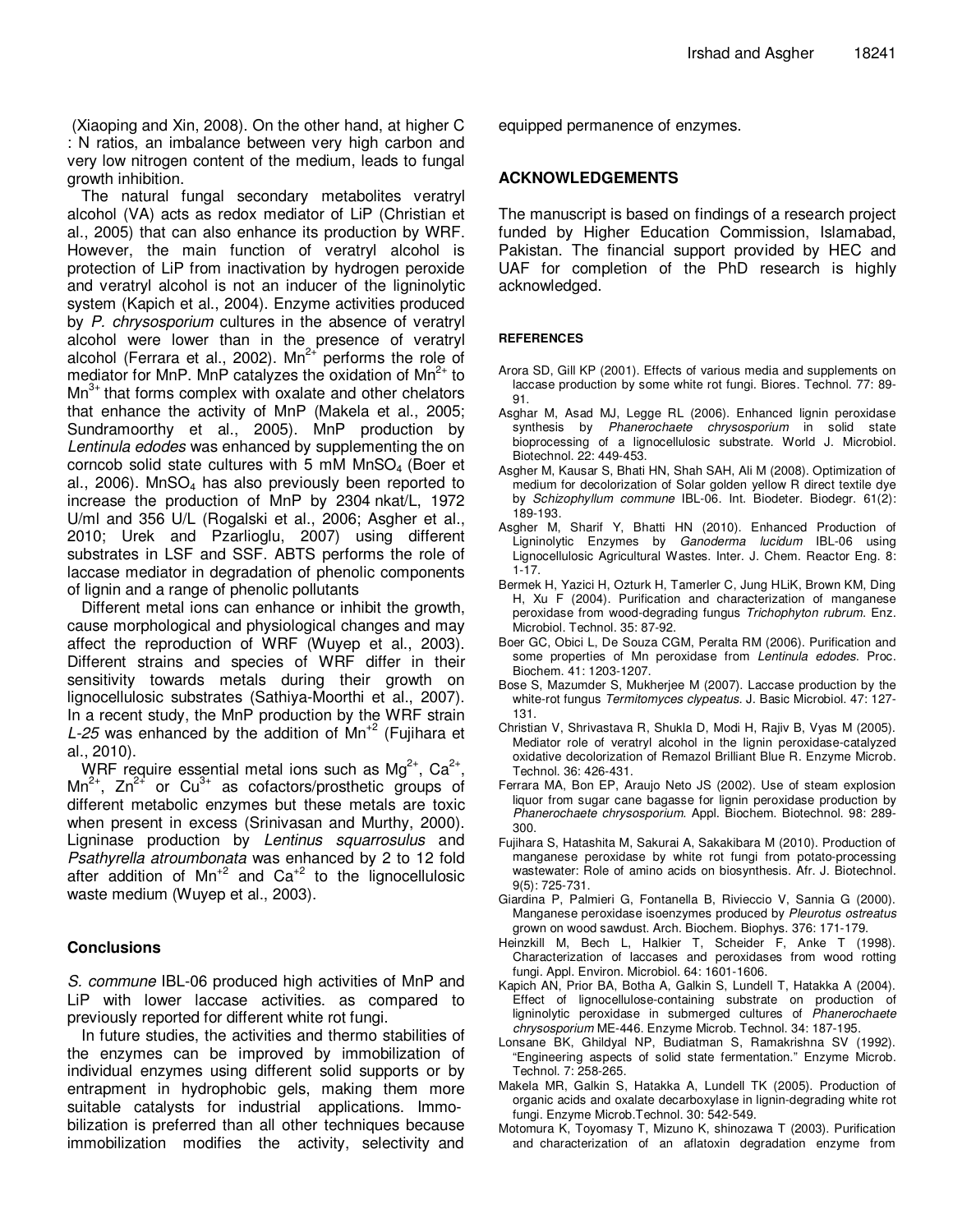(Xiaoping and Xin, 2008). On the other hand, at higher C : N ratios, an imbalance between very high carbon and very low nitrogen content of the medium, leads to fungal growth inhibition.

The natural fungal secondary metabolites veratryl alcohol (VA) acts as redox mediator of LiP (Christian et al., 2005) that can also enhance its production by WRF. However, the main function of veratryl alcohol is protection of LiP from inactivation by hydrogen peroxide and veratryl alcohol is not an inducer of the ligninolytic system (Kapich et al., 2004). Enzyme activities produced by *P. chrysosporium* cultures in the absence of veratryl alcohol were lower than in the presence of veratryl alcohol (Ferrara et al., 2002). $Mn^{2+}$ performs the role of mediator for MnP. MnP catalyzes the oxidation of $Mn^{2+}$ to $Mn^{3+}$ that forms complex with oxalate and other chelators that enhance the activity of MnP (Makela et al., 2005; Sundramoorthy et al., 2005). MnP production by *Lentinula edodes* was enhanced by supplementing the on corncob solid state cultures with 5 mM $MnSO_4$ (Boer et al., 2006). $MnSO_4$ has also previously been reported to increase the production of MnP by 2304 nkat/L, 1972 U/ml and 356 U/L (Rogalski et al., 2006; Asgher et al., 2010; Urek and Pzarlioglu, 2007) using different substrates in LSF and SSF. ABTS performs the role of laccase mediator in degradation of phenolic components of lignin and a range of phenolic pollutants

Different metal ions can enhance or inhibit the growth, cause morphological and physiological changes and may affect the reproduction of WRF (Wuyep et al., 2003). Different strains and species of WRF differ in their sensitivity towards metals during their growth on lignocellulosic substrates (Sathiya-Moorthi et al., 2007). In a recent study, the MnP production by the WRF strain *L-25* was enhanced by the addition of $Mn^{+2}$ (Fujihara et al., 2010).

WRF require essential metal ions such as $Mg^{2+}$, $Ca^{2+}$, $Mn^{2+}$, $Zn^{2+}$ or $Cu^{3+}$ as cofactors/prosthetic groups of different metabolic enzymes but these metals are toxic when present in excess (Srinivasan and Murthy, 2000). Ligninase production by *Lentinus squarrosulus* and *Psathyrella atroumbonata* was enhanced by 2 to 12 fold after addition of $Mn^{+2}$ and $Ca^{+2}$ to the lignocellulosic waste medium (Wuyep et al., 2003).

## Conclusions

*S. commune* IBL-06 produced high activities of MnP and LiP with lower laccase activities. as compared to previously reported for different white rot fungi.

In future studies, the activities and thermo stabilities of the enzymes can be improved by immobilization of individual enzymes using different solid supports or by entrapment in hydrophobic gels, making them more suitable catalysts for industrial applications. Immobilization is preferred than all other techniques because immobilization modifies the activity, selectivity and equipped permanence of enzymes.

## ACKNOWLEDGEMENTS

The manuscript is based on findings of a research project funded by Higher Education Commission, Islamabad, Pakistan. The financial support provided by HEC and UAF for completion of the PhD research is highly acknowledged.

## REFERENCES

Arora SD, Gill KP (2001). Effects of various media and supplements on laccase production by some white rot fungi. Biores. Technol. 77: 89-91.

Asghar M, Asad MJ, Legge RL (2006). Enhanced lignin peroxidase synthesis by *Phanerochaete chrysosporium* in solid state bioprocessing of a lignocellulosic substrate. World J. Microbiol. Biotechnol. 22: 449-453.

Asgher M, Kausar S, Bhati HN, Shah SAH, Ali M (2008). Optimization of medium for decolorization of Solar golden yellow R direct textile dye by *Schizophyllum commune* IBL-06. Int. Biodeter. Biodegr. 61(2): 189-193.

Asgher M, Sharif Y, Bhatti HN (2010). Enhanced Production of Ligninolytic Enzymes by *Ganoderma lucidum* IBL-06 using Lignocellulosic Agricultural Wastes. Inter. J. Chem. Reactor Eng. 8: 1-17.

Bermek H, Yazici H, Ozturk H, Tamerler C, Jung HLiK, Brown KM, Ding H, Xu F (2004). Purification and characterization of manganese peroxidase from wood-degrading fungus *Trichophyton rubrum*. Enz. Microbiol. Technol. 35: 87-92.

Boer GC, Obici L, De Souza CGM, Peralta RM (2006). Purification and some properties of Mn peroxidase from *Lentinula edodes*. Proc. Biochem. 41: 1203-1207.

Bose S, Mazumder S, Mukherjee M (2007). Laccase production by the white-rot fungus *Termitomyces clypeatus*. J. Basic Microbiol. 47: 127-131.

Christian V, Shrivastava R, Shukla D, Modi H, Rajiv B, Vyas M (2005). Mediator role of veratryl alcohol in the lignin peroxidase-catalyzed oxidative decolorization of Remazol Brilliant Blue R. Enzyme Microb. Technol. 36: 426-431.

Ferrara MA, Bon EP, Araujo Neto JS (2002). Use of steam explosion liquor from sugar cane bagasse for lignin peroxidase production by *Phanerochaete chrysosporium*. Appl. Biochem. Biotechnol. 98: 289-300.

Fujihara S, Hatashita M, Sakurai A, Sakakibara M (2010). Production of manganese peroxidase by white rot fungi from potato-processing wastewater: Role of amino acids on biosynthesis. Afr. J. Biotechnol. 9(5): 725-731.

Giardina P, Palmieri G, Fontanella B, Rivieccio V, Sannia G (2000). Manganese peroxidase isoenzymes produced by *Pleurotus ostreatus* grown on wood sawdust. Arch. Biochem. Biophys. 376: 171-179.

Heinzkill M, Bech L, Halkier T, Scheider F, Anke T (1998). Characterization of laccases and peroxidases from wood rotting fungi. Appl. Environ. Microbiol. 64: 1601-1606.

Kapich AN, Prior BA, Botha A, Galkin S, Lundell T, Hatakka A (2004). Effect of lignocellulose-containing substrate on production of ligninolytic peroxidase in submerged cultures of *Phanerochaete chrysosporium* ME-446. Enzyme Microb. Technol. 34: 187-195.

Lonsane BK, Ghildyal NP, Budiatman S, Ramakrishna SV (1992). "Engineering aspects of solid state fermentation." Enzyme Microb. Technol. 7: 258-265.

Makela MR, Galkin S, Hatakka A, Lundell TK (2005). Production of organic acids and oxalate decarboxylase in lignin-degrading white rot fungi. Enzyme Microb.Technol. 30: 542-549.

Motomura K, Toyomasy T, Mizuno K, shinozawa T (2003). Purification and characterization of an aflatoxin degradation enzyme from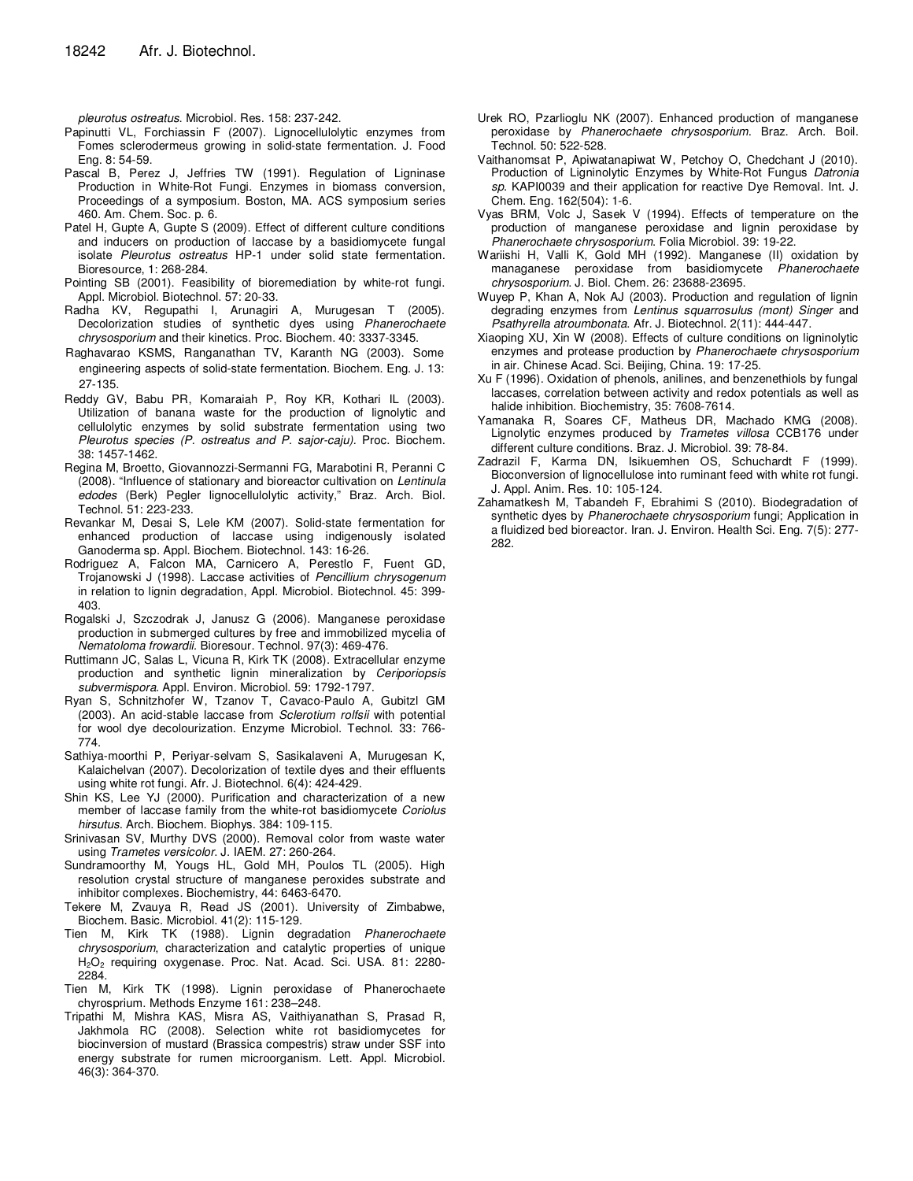*pleurotus ostreatus*. Microbiol. Res. 158: 237-242.

Papinutti VL, Forchiassin F (2007). Lignocellulolytic enzymes from Fomes sclerodermeus growing in solid-state fermentation. J. Food Eng. 8: 54-59.

Pascal B, Perez J, Jeffries TW (1991). Regulation of Ligninase Production in White-Rot Fungi. Enzymes in biomass conversion, Proceedings of a symposium. Boston, MA. ACS symposium series 460. Am. Chem. Soc. p. 6.

Patel H, Gupte A, Gupte S (2009). Effect of different culture conditions and inducers on production of laccase by a basidiomycete fungal isolate *Pleurotus ostreatus* HP-1 under solid state fermentation. Bioresource, 1: 268-284.

Pointing SB (2001). Feasibility of bioremediation by white-rot fungi. Appl. Microbiol. Biotechnol. 57: 20-33.

Radha KV, Regupathi I, Arunagiri A, Murugesan T (2005). Decolorization studies of synthetic dyes using *Phanerochaete chrysosporium* and their kinetics. Proc. Biochem. 40: 3337-3345.

Raghavarao KSMS, Ranganathan TV, Karanth NG (2003). Some engineering aspects of solid-state fermentation. Biochem. Eng. J. 13: 27-135.

Reddy GV, Babu PR, Komaraiah P, Roy KR, Kothari IL (2003). Utilization of banana waste for the production of lignolytic and cellulolytic enzymes by solid substrate fermentation using two *Pleurotus species (P. ostreatus and P. sajor-caju)*. Proc. Biochem. 38: 1457-1462.

Regina M, Broetto, Giovannozzi-Sermanni FG, Marabotini R, Peranni C (2008). "Influence of stationary and bioreactor cultivation on *Lentinula edodes* (Berk) Pegler lignocellulolytic activity," Braz. Arch. Biol. Technol. 51: 223-233.

Revankar M, Desai S, Lele KM (2007). Solid-state fermentation for enhanced production of laccase using indigenously isolated Ganoderma sp. Appl. Biochem. Biotechnol. 143: 16-26.

Rodriguez A, Falcon MA, Carnicero A, Perestlo F, Fuent GD, Trojanowski J (1998). Laccase activities of *Pencillium chrysogenum* in relation to lignin degradation, Appl. Microbiol. Biotechnol. 45: 399-403.

Rogalski J, Szczodrak J, Janusz G (2006). Manganese peroxidase production in submerged cultures by free and immobilized mycelia of *Nematoloma frowardii*. Bioresour. Technol. 97(3): 469-476.

Ruttimann JC, Salas L, Vicuna R, Kirk TK (2008). Extracellular enzyme production and synthetic lignin mineralization by *Ceriporiopsis subvermispora*. Appl. Environ. Microbiol. 59: 1792-1797.

Ryan S, Schnitzhofer W, Tzanov T, Cavaco-Paulo A, Gubitzl GM (2003). An acid-stable laccase from *Sclerotium rolfsii* with potential for wool dye decolourization. Enzyme Microbiol. Technol. 33: 766-774.

Sathiya-moorthi P, Periyar-selvam S, Sasikalaveni A, Murugesan K, Kalaichelvan (2007). Decolorization of textile dyes and their effluents using white rot fungi. Afr. J. Biotechnol. 6(4): 424-429.

Shin KS, Lee YJ (2000). Purification and characterization of a new member of laccase family from the white-rot basidiomycete *Coriolus hirsutus*. Arch. Biochem. Biophys. 384: 109-115.

Srinivasan SV, Murthy DVS (2000). Removal color from waste water using *Trametes versicolor.* J. IAEM. 27: 260-264.

Sundramoorthy M, Yougs HL, Gold MH, Poulos TL (2005). High resolution crystal structure of manganese peroxides substrate and inhibitor complexes. Biochemistry, 44: 6463-6470.

Tekere M, Zvauya R, Read JS (2001). University of Zimbabwe, Biochem. Basic. Microbiol. 41(2): 115-129.

Tien M, Kirk TK (1988). Lignin degradation *Phanerochaete chrysosporium*, characterization and catalytic properties of unique $H_2O_2$ requiring oxygenase. Proc. Nat. Acad. Sci. USA. 81: 2280-2284.

Tien M, Kirk TK (1998). Lignin peroxidase of Phanerochaete chyrosprium. Methods Enzyme 161: 238–248.

Tripathi M, Mishra KAS, Misra AS, Vaithiyanathan S, Prasad R, Jakhmola RC (2008). Selection white rot basidiomycetes for biocinversion of mustard (Brassica compestris) straw under SSF into energy substrate for rumen microorganism. Lett. Appl. Microbiol. 46(3): 364-370.

Urek RO, Pzarlioglu NK (2007). Enhanced production of manganese peroxidase by *Phanerochaete chrysosporium*. Braz. Arch. Boil. Technol. 50: 522-528.

Vaithanomsat P, Apiwatanapiwat W, Petchoy O, Chedchant J (2010). Production of Ligninolytic Enzymes by White-Rot Fungus *Datronia sp*. KAPI0039 and their application for reactive Dye Removal. Int. J. Chem. Eng. 162(504): 1-6.

Vyas BRM, Volc J, Sasek V (1994). Effects of temperature on the production of manganese peroxidase and lignin peroxidase by *Phanerochaete chrysosporium*. Folia Microbiol. 39: 19-22.

Wariishi H, Valli K, Gold MH (1992). Manganese (II) oxidation by managanese peroxidase from basidiomycete *Phanerochaete chrysosporium*. J. Biol. Chem. 26: 23688-23695.

Wuyep P, Khan A, Nok AJ (2003). Production and regulation of lignin degrading enzymes from *Lentinus squarrosulus (mont) Singer* and *Psathyrella atroumbonata*. Afr. J. Biotechnol. 2(11): 444-447.

Xiaoping XU, Xin W (2008). Effects of culture conditions on ligninolytic enzymes and protease production by *Phanerochaete chrysosporium* in air. Chinese Acad. Sci. Beijing, China. 19: 17-25.

Xu F (1996). Oxidation of phenols, anilines, and benzenethiols by fungal laccases, correlation between activity and redox potentials as well as halide inhibition. Biochemistry, 35: 7608-7614.

Yamanaka R, Soares CF, Matheus DR, Machado KMG (2008). Lignolytic enzymes produced by *Trametes villosa* CCB176 under different culture conditions. Braz. J. Microbiol. 39: 78-84.

Zadrazil F, Karma DN, Isikuemhen OS, Schuchardt F (1999). Bioconversion of lignocellulose into ruminant feed with white rot fungi. J. Appl. Anim. Res. 10: 105-124.

Zahamatkesh M, Tabandeh F, Ebrahimi S (2010). Biodegradation of synthetic dyes by *Phanerochaete chrysosporium* fungi; Application in a fluidized bed bioreactor. Iran. J. Environ. Health Sci. Eng. 7(5): 277-282.